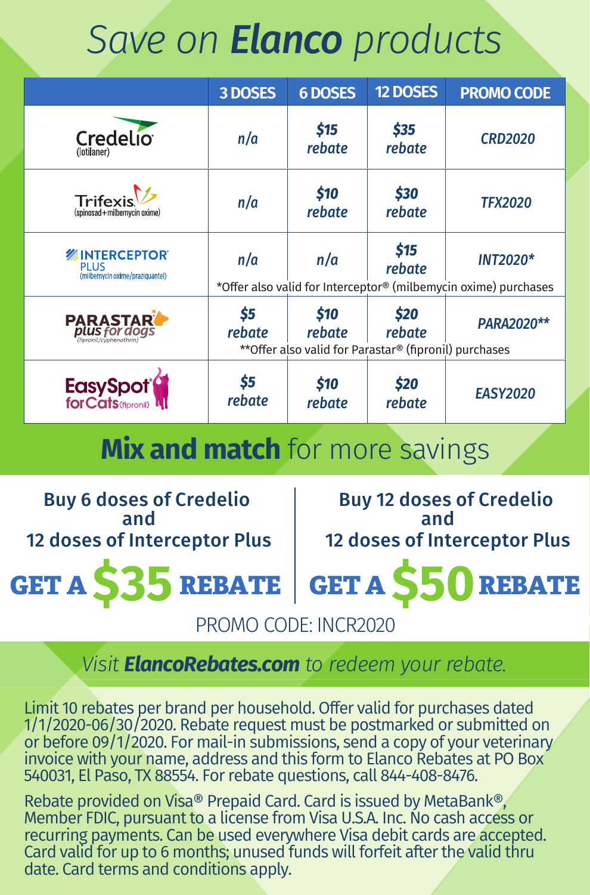# Save on **Elanco** products

| | 3 DOSES | 6 DOSES | 12 DOSES | PROMO CODE |
|---|---|---|---|---|
| Credelio (lotilaner) | n/a | $15 rebate | $35 rebate | CRD2020 |
| Trifexis (spinosad+milbemycin oxime) | n/a | $10 rebate | $30 rebate | TFX2020 |
| INTERCEPTOR PLUS (milbemycin oxime/praziquantel) | n/a | n/a | $15 rebate | INT2020* |
| | *Offer also valid for Interceptor® (milbemycin oxime) purchases | | | |
| PARASTAR plus for dogs (fipronil/cyphenothrin) | $5 rebate | $10 rebate | $20 rebate | PARA2020** |
| | **Offer also valid for Parastar® (fipronil) purchases | | | |
| EasySpot for Cats (fipronil) | $5 rebate | $10 rebate | $20 rebate | EASY2020 |

## **Mix and match** for more savings

**Buy 6 doses of Credelio and 12 doses of Interceptor Plus**

**GET A $35 REBATE**

**Buy 12 doses of Credelio and 12 doses of Interceptor Plus**

**GET A $50 REBATE**

PROMO CODE: INCR2020

*Visit **ElancoRebates.com** to redeem your rebate.*

Limit 10 rebates per brand per household. Offer valid for purchases dated 1/1/2020-06/30/2020. Rebate request must be postmarked or submitted on or before 09/1/2020. For mail-in submissions, send a copy of your veterinary invoice with your name, address and this form to Elanco Rebates at PO Box 540031, El Paso, TX 88554. For rebate questions, call 844-408-8476.

Rebate provided on Visa® Prepaid Card. Card is issued by MetaBank®, Member FDIC, pursuant to a license from Visa U.S.A. Inc. No cash access or recurring payments. Can be used everywhere Visa debit cards are accepted. Card valid for up to 6 months; unused funds will forfeit after the valid thru date. Card terms and conditions apply.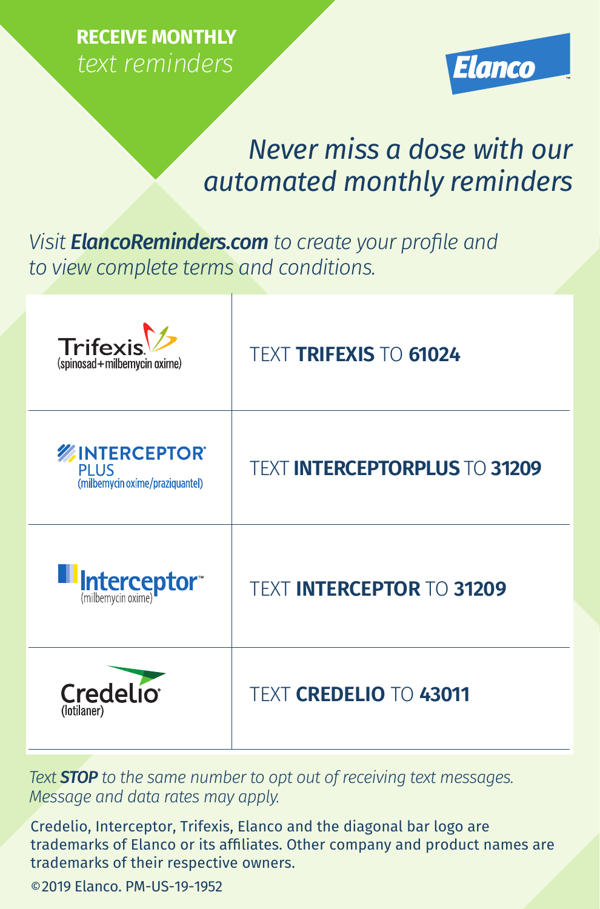**RECEIVE MONTHLY**
*text reminders*

Elanco

## *Never miss a dose with our automated monthly reminders*

*Visit* ***ElancoReminders.com*** *to create your profile and to view complete terms and conditions.*

| | |
|---|---|
| Trifexis (spinosad+milbemycin oxime) | TEXT **TRIFEXIS** TO **61024** |
| INTERCEPTOR PLUS (milbemycin oxime/praziquantel) | TEXT **INTERCEPTORPLUS** TO **31209** |
| Interceptor (milbemycin oxime) | TEXT **INTERCEPTOR** TO **31209** |
| Credelio (lotilaner) | TEXT **CREDELIO** TO **43011** |

*Text* ***STOP*** *to the same number to opt out of receiving text messages. Message and data rates may apply.*

Credelio, Interceptor, Trifexis, Elanco and the diagonal bar logo are trademarks of Elanco or its affiliates. Other company and product names are trademarks of their respective owners.

©2019 Elanco. PM-US-19-1952